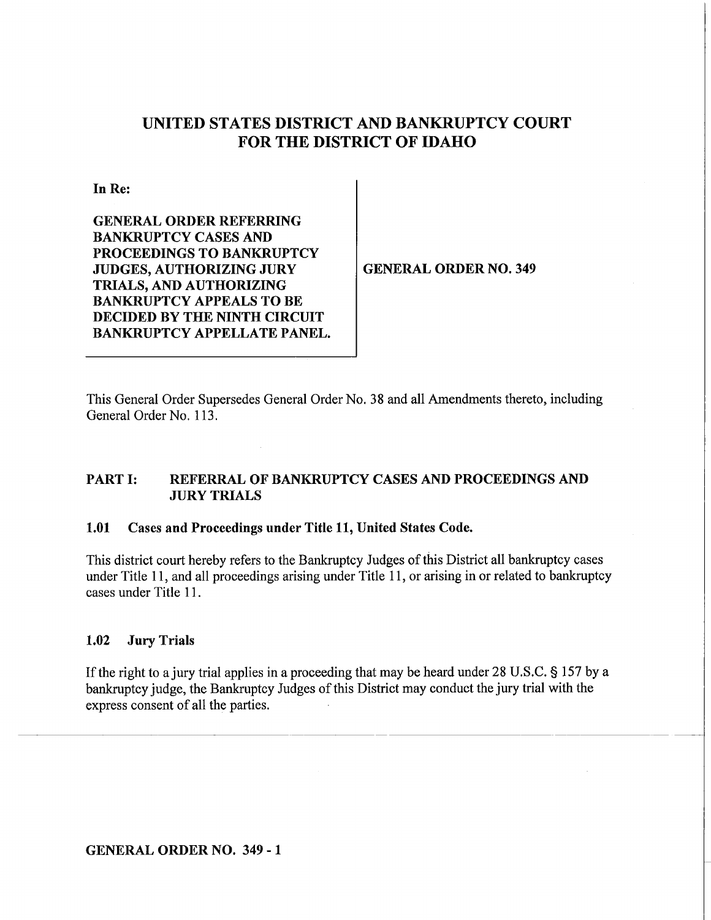# UNITED STATES DISTRICT AND BANKRUPTCY COURT FOR THE DISTRICT OF IDAHO

**In Re:**

**GENERAL ORDER REFERRING BANKRUPTCY CASES AND PROCEEDINGS TO BANKRUPTCY JUDGES, AUTHORIZING JURY TRIALS, AND AUTHORIZING BANKRUPTCY APPEALS TO BE DECIDED BY THE NINTH CIRCUIT BANKRUPTCY APPELLATE PANEL.**

**GENERAL ORDER NO. 349**

This General Order Supersedes General Order No. 38 and all Amendments thereto, including General Order No. 113.

## PART I: REFERRAL OF BANKRUPTCY CASES AND PROCEEDINGS AND JURY TRIALS

### 1.01 Cases and Proceedings under Title 11, United States Code.

This district court hereby refers to the Bankruptcy Judges of this District all bankruptcy cases under Title 11, and all proceedings arising under Title 11, or arising in or related to bankruptcy cases under Title 11.

### 1.02 Jury Trials

If the right to a jury trial applies in a proceeding that may be heard under 28 U.S.C. § 157 by a bankruptcy judge, the Bankruptcy Judges of this District may conduct the jury trial with the express consent of all the parties.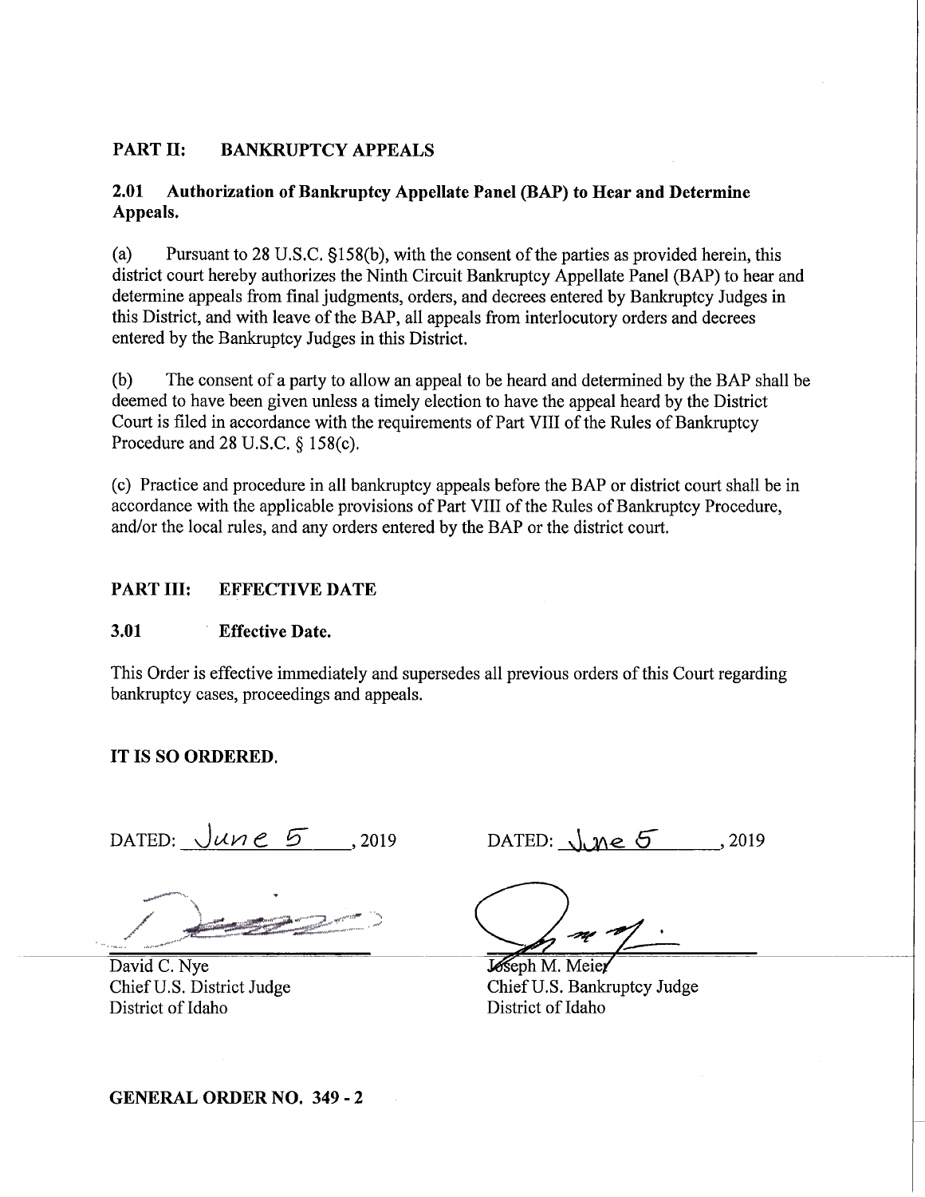## PART II: BANKRUPTCY APPEALS

### 2.01 Authorization of Bankruptcy Appellate Panel (BAP) to Hear and Determine Appeals.

(a) Pursuant to 28 U.S.C. §158(b), with the consent of the parties as provided herein, this district court hereby authorizes the Ninth Circuit Bankruptcy Appellate Panel (BAP) to hear and determine appeals from final judgments, orders, and decrees entered by Bankruptcy Judges in this District, and with leave of the BAP, all appeals from interlocutory orders and decrees entered by the Bankruptcy Judges in this District.

(b) The consent of a party to allow an appeal to be heard and determined by the BAP shall be deemed to have been given unless a timely election to have the appeal heard by the District Court is filed in accordance with the requirements of Part VIII of the Rules of Bankruptcy Procedure and 28 U.S.C. § 158(c).

(c) Practice and procedure in all bankruptcy appeals before the BAP or district court shall be in accordance with the applicable provisions of Part VIII of the Rules of Bankruptcy Procedure, and/or the local rules, and any orders entered by the BAP or the district court.

## PART III: EFFECTIVE DATE

### 3.01 Effective Date.

This Order is effective immediately and supersedes all previous orders of this Court regarding bankruptcy cases, proceedings and appeals.

**IT IS SO ORDERED.**

DATED: June 5, 2019

David C. Nye
Chief U.S. District Judge
District of Idaho

DATED: June 5, 2019

Joseph M. Meier
Chief U.S. Bankruptcy Judge
District of Idaho

**GENERAL ORDER NO. 349 - 2**